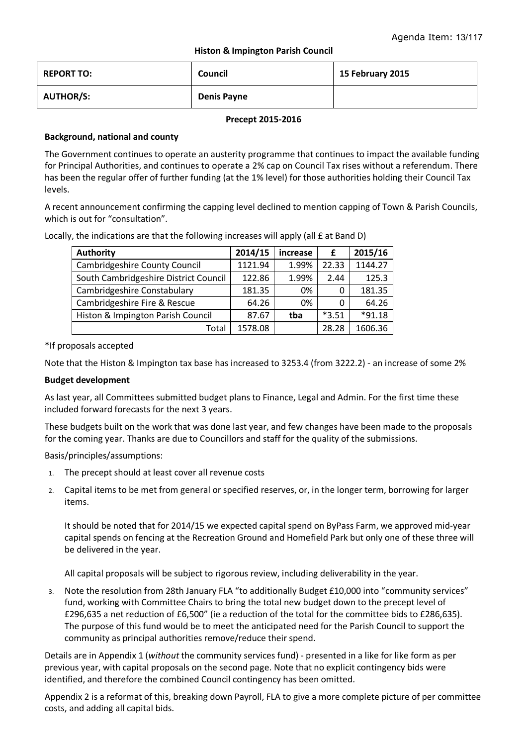Agenda Item: 13/117

**Histon & Impington Parish Council**

| REPORT TO: | Council | 15 February 2015 |
|---|---|---|
| AUTHOR/S: | Denis Payne | |

**Precept 2015-2016**

**Background, national and county**

The Government continues to operate an austerity programme that continues to impact the available funding for Principal Authorities, and continues to operate a 2% cap on Council Tax rises without a referendum. There has been the regular offer of further funding (at the 1% level) for those authorities holding their Council Tax levels.

A recent announcement confirming the capping level declined to mention capping of Town & Parish Councils, which is out for "consultation".

Locally, the indications are that the following increases will apply (all £ at Band D)

| Authority | 2014/15 | increase | £ | 2015/16 |
|---|---|---|---|---|
| Cambridgeshire County Council | 1121.94 | 1.99% | 22.33 | 1144.27 |
| South Cambridgeshire District Council | 122.86 | 1.99% | 2.44 | 125.3 |
| Cambridgeshire Constabulary | 181.35 | 0% | 0 | 181.35 |
| Cambridgeshire Fire & Rescue | 64.26 | 0% | 0 | 64.26 |
| Histon & Impington Parish Council | 87.67 | **tba** | *3.51 | *91.18 |
| Total | 1578.08 | | 28.28 | 1606.36 |

*If proposals accepted

Note that the Histon & Impington tax base has increased to 3253.4 (from 3222.2) - an increase of some 2%

**Budget development**

As last year, all Committees submitted budget plans to Finance, Legal and Admin. For the first time these included forward forecasts for the next 3 years.

These budgets built on the work that was done last year, and few changes have been made to the proposals for the coming year. Thanks are due to Councillors and staff for the quality of the submissions.

Basis/principles/assumptions:

1. The precept should at least cover all revenue costs
2. Capital items to be met from general or specified reserves, or, in the longer term, borrowing for larger items.

   It should be noted that for 2014/15 we expected capital spend on ByPass Farm, we approved mid-year capital spends on fencing at the Recreation Ground and Homefield Park but only one of these three will be delivered in the year.

   All capital proposals will be subject to rigorous review, including deliverability in the year.
3. Note the resolution from 28th January FLA "to additionally Budget £10,000 into "community services" fund, working with Committee Chairs to bring the total new budget down to the precept level of £296,635 a net reduction of £6,500" (ie a reduction of the total for the committee bids to £286,635). The purpose of this fund would be to meet the anticipated need for the Parish Council to support the community as principal authorities remove/reduce their spend.

Details are in Appendix 1 (*without* the community services fund) - presented in a like for like form as per previous year, with capital proposals on the second page. Note that no explicit contingency bids were identified, and therefore the combined Council contingency has been omitted.

Appendix 2 is a reformat of this, breaking down Payroll, FLA to give a more complete picture of per committee costs, and adding all capital bids.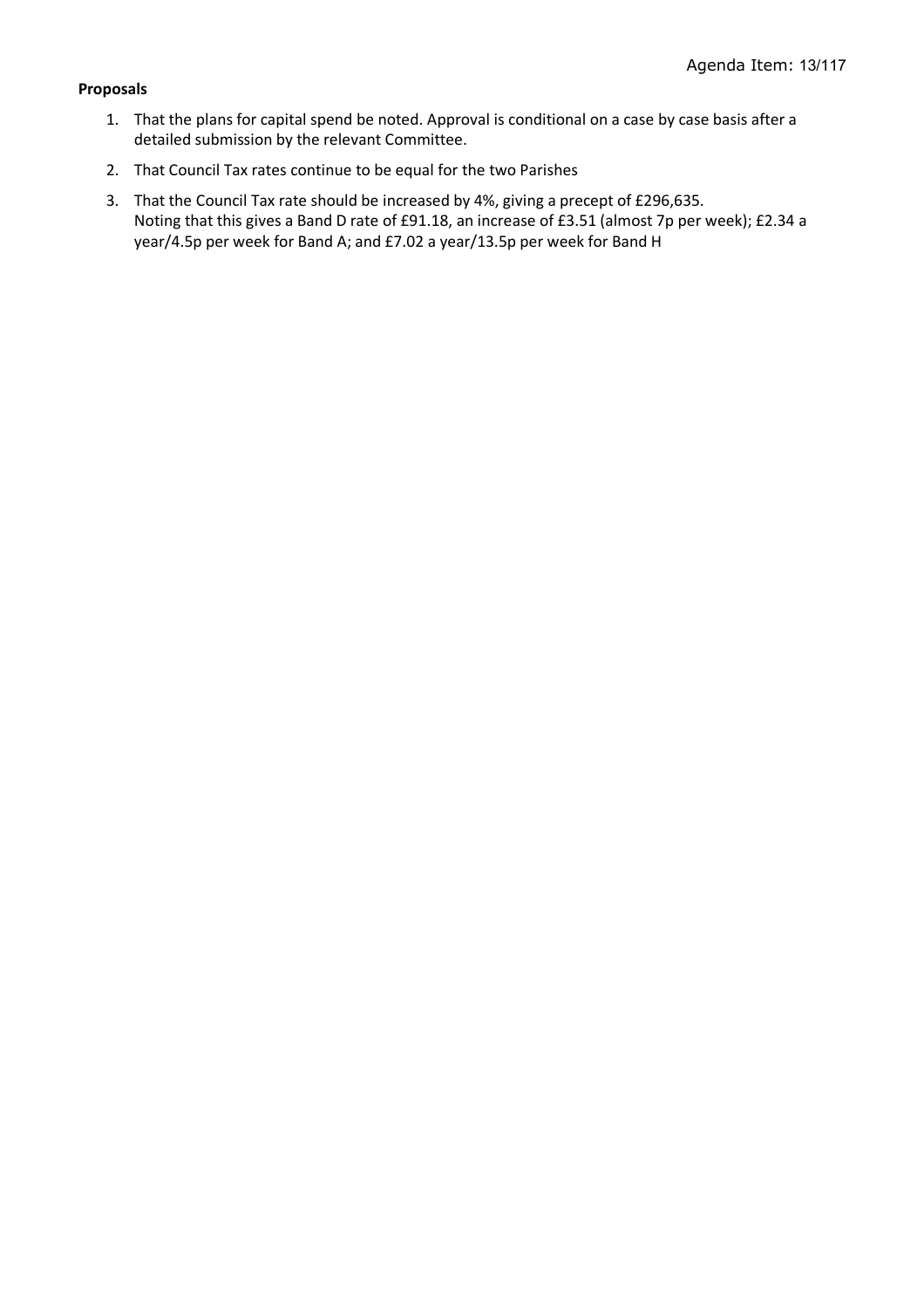Agenda Item: 13/117

**Proposals**

1. That the plans for capital spend be noted. Approval is conditional on a case by case basis after a detailed submission by the relevant Committee.
2. That Council Tax rates continue to be equal for the two Parishes
3. That the Council Tax rate should be increased by 4%, giving a precept of £296,635.
   Noting that this gives a Band D rate of £91.18, an increase of £3.51 (almost 7p per week); £2.34 a year/4.5p per week for Band A; and £7.02 a year/13.5p per week for Band H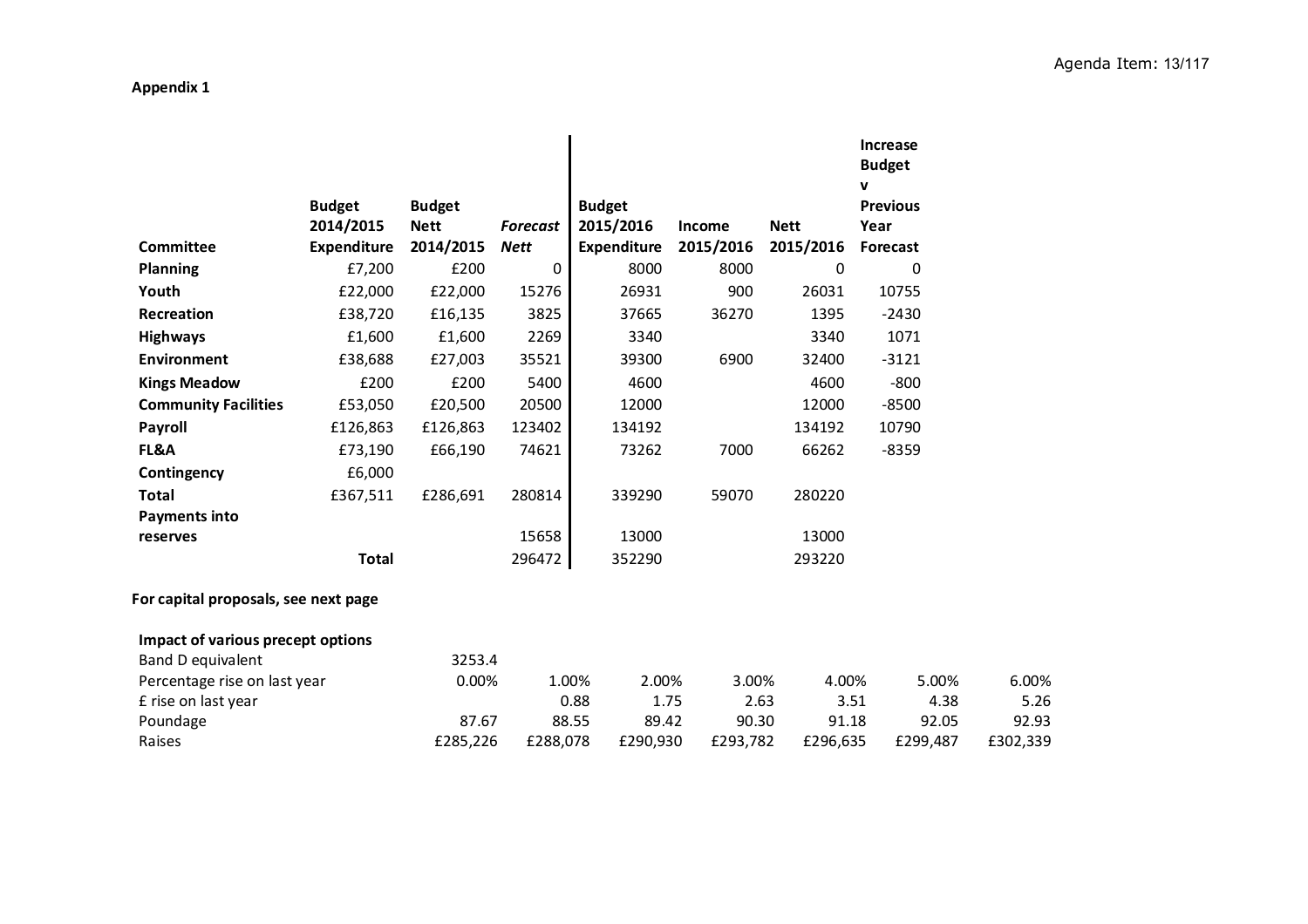**Appendix 1**

| Committee | Budget 2014/2015 Expenditure | Budget Nett 2014/2015 | *Forecast Nett* | Budget 2015/2016 Expenditure | Income 2015/2016 | Nett 2015/2016 | Increase Budget v Previous Year Forecast |
|---|---|---|---|---|---|---|---|
| **Planning** | £7,200 | £200 | 0 | 8000 | 8000 | 0 | 0 |
| **Youth** | £22,000 | £22,000 | 15276 | 26931 | 900 | 26031 | 10755 |
| **Recreation** | £38,720 | £16,135 | 3825 | 37665 | 36270 | 1395 | -2430 |
| **Highways** | £1,600 | £1,600 | 2269 | 3340 | | 3340 | 1071 |
| **Environment** | £38,688 | £27,003 | 35521 | 39300 | 6900 | 32400 | -3121 |
| **Kings Meadow** | £200 | £200 | 5400 | 4600 | | 4600 | -800 |
| **Community Facilities** | £53,050 | £20,500 | 20500 | 12000 | | 12000 | -8500 |
| **Payroll** | £126,863 | £126,863 | 123402 | 134192 | | 134192 | 10790 |
| **FL&A** | £73,190 | £66,190 | 74621 | 73262 | 7000 | 66262 | -8359 |
| **Contingency** | £6,000 | | | | | | |
| **Total** | £367,511 | £286,691 | 280814 | 339290 | 59070 | 280220 | |
| **Payments into reserves** | | | 15658 | 13000 | | 13000 | |
| **Total** | | | 296472 | 352290 | | 293220 | |

**For capital proposals, see next page**

**Impact of various precept options**

| | | | | | | | |
|---|---|---|---|---|---|---|---|
| Band D equivalent | 3253.4 | | | | | | |
| Percentage rise on last year | 0.00% | 1.00% | 2.00% | 3.00% | 4.00% | 5.00% | 6.00% |
| £ rise on last year | | 0.88 | 1.75 | 2.63 | 3.51 | 4.38 | 5.26 |
| Poundage | 87.67 | 88.55 | 89.42 | 90.30 | 91.18 | 92.05 | 92.93 |
| Raises | £285,226 | £288,078 | £290,930 | £293,782 | £296,635 | £299,487 | £302,339 |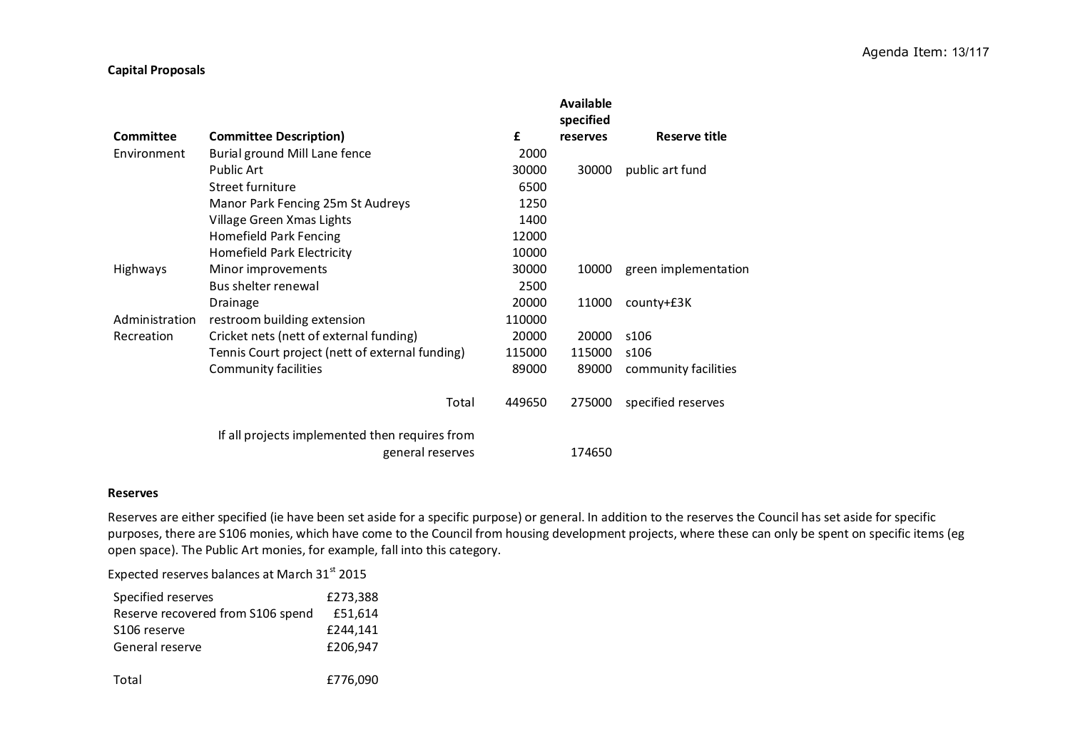**Capital Proposals**

| Committee | Committee Description) | £ | Available specified reserves | Reserve title |
|---|---|---|---|---|
| Environment | Burial ground Mill Lane fence | 2000 | | |
| | Public Art | 30000 | 30000 | public art fund |
| | Street furniture | 6500 | | |
| | Manor Park Fencing 25m St Audreys | 1250 | | |
| | Village Green Xmas Lights | 1400 | | |
| | Homefield Park Fencing | 12000 | | |
| | Homefield Park Electricity | 10000 | | |
| Highways | Minor improvements | 30000 | 10000 | green implementation |
| | Bus shelter renewal | 2500 | | |
| | Drainage | 20000 | 11000 | county+£3K |
| Administration | restroom building extension | 110000 | | |
| Recreation | Cricket nets (nett of external funding) | 20000 | 20000 | s106 |
| | Tennis Court project (nett of external funding) | 115000 | 115000 | s106 |
| | Community facilities | 89000 | 89000 | community facilities |
| | Total | 449650 | 275000 | specified reserves |
| | If all projects implemented then requires from general reserves | | 174650 | |

**Reserves**

Reserves are either specified (ie have been set aside for a specific purpose) or general. In addition to the reserves the Council has set aside for specific purposes, there are S106 monies, which have come to the Council from housing development projects, where these can only be spent on specific items (eg open space). The Public Art monies, for example, fall into this category.

Expected reserves balances at March 31st 2015

| | |
|---|---|
| Specified reserves | £273,388 |
| Reserve recovered from S106 spend | £51,614 |
| S106 reserve | £244,141 |
| General reserve | £206,947 |
| Total | £776,090 |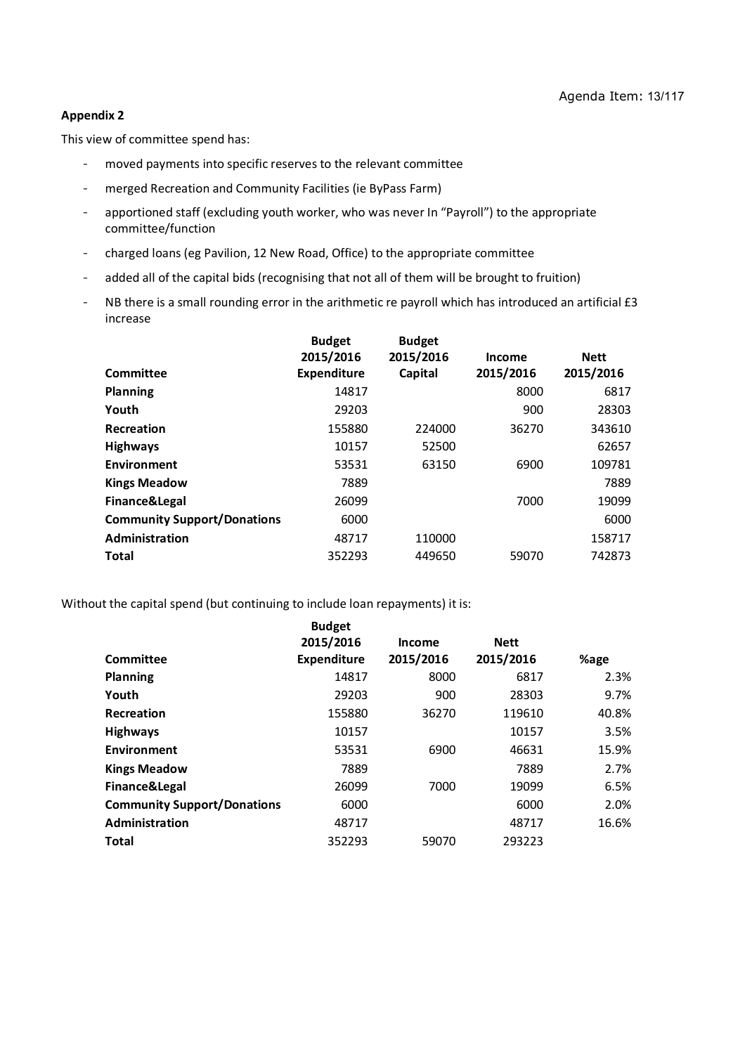Agenda Item: 13/117

**Appendix 2**

This view of committee spend has:

- moved payments into specific reserves to the relevant committee
- merged Recreation and Community Facilities (ie ByPass Farm)
- apportioned staff (excluding youth worker, who was never In "Payroll") to the appropriate committee/function
- charged loans (eg Pavilion, 12 New Road, Office) to the appropriate committee
- added all of the capital bids (recognising that not all of them will be brought to fruition)
- NB there is a small rounding error in the arithmetic re payroll which has introduced an artificial £3 increase

| Committee | Budget 2015/2016 Expenditure | Budget 2015/2016 Capital | Income 2015/2016 | Nett 2015/2016 |
|---|---|---|---|---|
| **Planning** | 14817 | | 8000 | 6817 |
| **Youth** | 29203 | | 900 | 28303 |
| **Recreation** | 155880 | 224000 | 36270 | 343610 |
| **Highways** | 10157 | 52500 | | 62657 |
| **Environment** | 53531 | 63150 | 6900 | 109781 |
| **Kings Meadow** | 7889 | | | 7889 |
| **Finance&Legal** | 26099 | | 7000 | 19099 |
| **Community Support/Donations** | 6000 | | | 6000 |
| **Administration** | 48717 | 110000 | | 158717 |
| **Total** | 352293 | 449650 | 59070 | 742873 |

Without the capital spend (but continuing to include loan repayments) it is:

| Committee | Budget 2015/2016 Expenditure | Income 2015/2016 | Nett 2015/2016 | %age |
|---|---|---|---|---|
| **Planning** | 14817 | 8000 | 6817 | 2.3% |
| **Youth** | 29203 | 900 | 28303 | 9.7% |
| **Recreation** | 155880 | 36270 | 119610 | 40.8% |
| **Highways** | 10157 | | 10157 | 3.5% |
| **Environment** | 53531 | 6900 | 46631 | 15.9% |
| **Kings Meadow** | 7889 | | 7889 | 2.7% |
| **Finance&Legal** | 26099 | 7000 | 19099 | 6.5% |
| **Community Support/Donations** | 6000 | | 6000 | 2.0% |
| **Administration** | 48717 | | 48717 | 16.6% |
| **Total** | 352293 | 59070 | 293223 | |